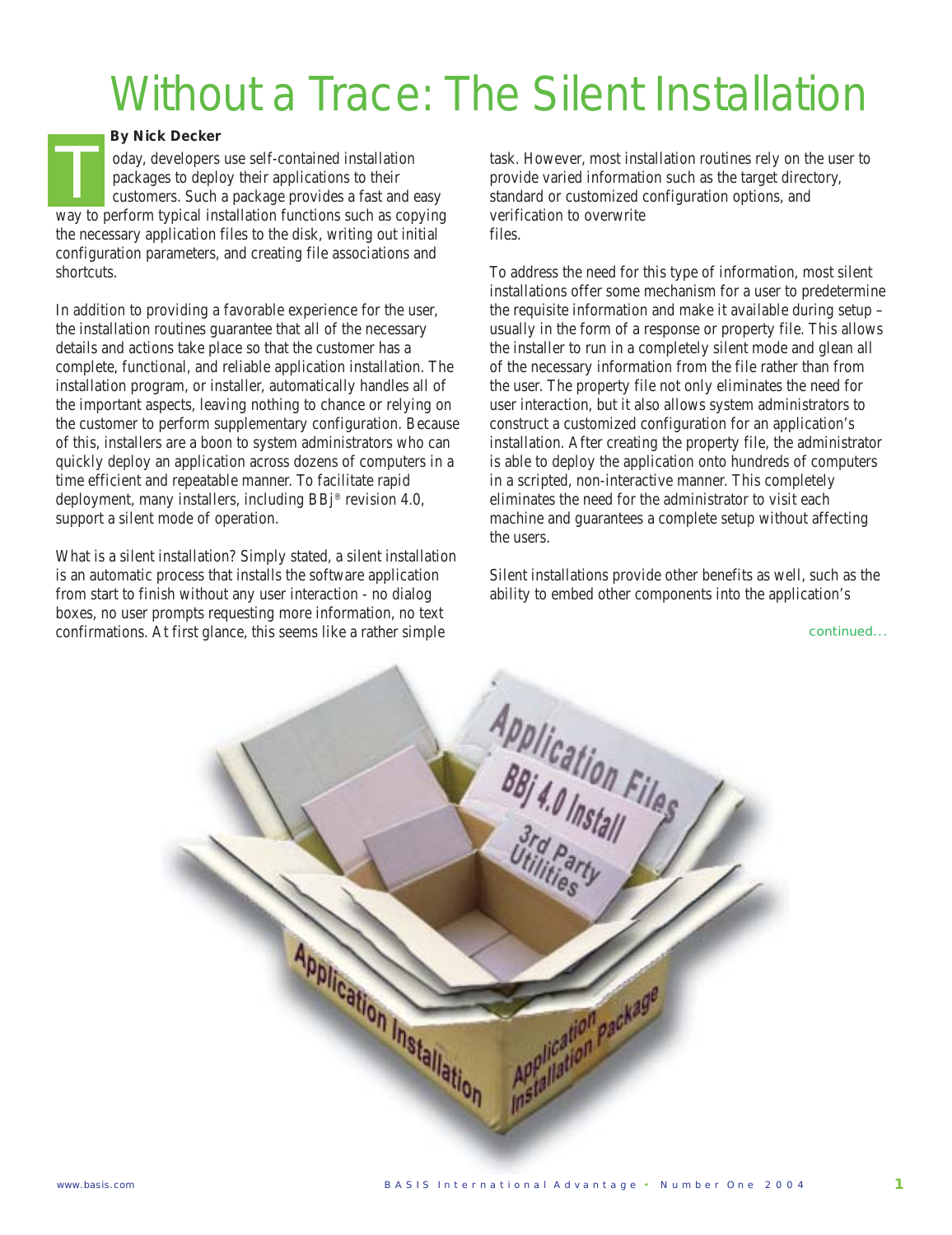# Without a Trace: The Silent Installation

**By Nick Decker**

Today, developers use self-contained installation packages to deploy their applications to their customers. Such a package provides a fast and easy way to perform typical installation functions such as copying the necessary application files to the disk, writing out initial configuration parameters, and creating file associations and shortcuts.

In addition to providing a favorable experience for the user, the installation routines guarantee that all of the necessary details and actions take place so that the customer has a complete, functional, and reliable application installation. The installation program, or installer, automatically handles all of the important aspects, leaving nothing to chance or relying on the customer to perform supplementary configuration. Because of this, installers are a boon to system administrators who can quickly deploy an application across dozens of computers in a time efficient and repeatable manner. To facilitate rapid deployment, many installers, including BBj® revision 4.0, support a silent mode of operation.

What is a silent installation? Simply stated, a silent installation is an automatic process that installs the software application from start to finish without any user interaction - no dialog boxes, no user prompts requesting more information, no text confirmations. At first glance, this seems like a rather simple task. However, most installation routines rely on the user to provide varied information such as the target directory, standard or customized configuration options, and verification to overwrite files.

To address the need for this type of information, most silent installations offer some mechanism for a user to predetermine the requisite information and make it available during setup – usually in the form of a response or property file. This allows the installer to run in a completely silent mode and glean all of the necessary information from the file rather than from the user. The property file not only eliminates the need for user interaction, but it also allows system administrators to construct a customized configuration for an application's installation. After creating the property file, the administrator is able to deploy the application onto hundreds of computers in a scripted, non-interactive manner. This completely eliminates the need for the administrator to visit each machine and guarantees a complete setup without affecting the users.

Silent installations provide other benefits as well, such as the ability to embed other components into the application's

*continued...*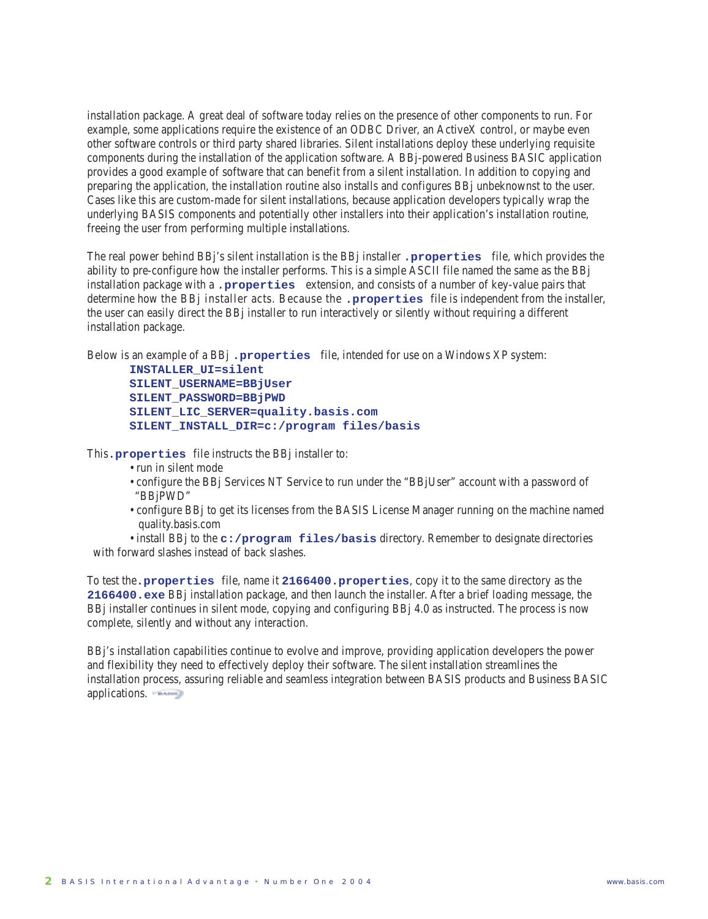installation package. A great deal of software today relies on the presence of other components to run. For example, some applications require the existence of an ODBC Driver, an ActiveX control, or maybe even other software controls or third party shared libraries. Silent installations deploy these underlying requisite components during the installation of the application software. A BBj-powered Business BASIC application provides a good example of software that can benefit from a silent installation. In addition to copying and preparing the application, the installation routine also installs and configures BBj unbeknownst to the user. Cases like this are custom-made for silent installations, because application developers typically wrap the underlying BASIS components and potentially other installers into their application's installation routine, freeing the user from performing multiple installations.

The real power behind BBj's silent installation is the BBj installer **`.properties`** file, which provides the ability to pre-configure how the installer performs. This is a simple ASCII file named the same as the BBj installation package with a **`.properties`** extension, and consists of a number of key-value pairs that determine how the BBj installer acts. Because the **`.properties`** file is independent from the installer, the user can easily direct the BBj installer to run interactively or silently without requiring a different installation package.

Below is an example of a BBj **`.properties`** file, intended for use on a Windows XP system:

```
INSTALLER_UI=silent
SILENT_USERNAME=BBjUser
SILENT_PASSWORD=BBjPWD
SILENT_LIC_SERVER=quality.basis.com
SILENT_INSTALL_DIR=c:/program files/basis
```

This **`.properties`** file instructs the BBj installer to:

- run in silent mode
- configure the BBj Services NT Service to run under the "BBjUser" account with a password of "BBjPWD"
- configure BBj to get its licenses from the BASIS License Manager running on the machine named quality.basis.com
- install BBj to the **`c:/program files/basis`** directory. Remember to designate directories with forward slashes instead of back slashes.

To test the **`.properties`** file, name it **`2166400.properties`**, copy it to the same directory as the **`2166400.exe`** BBj installation package, and then launch the installer. After a brief loading message, the BBj installer continues in silent mode, copying and configuring BBj 4.0 as instructed. The process is now complete, silently and without any interaction.

BBj's installation capabilities continue to evolve and improve, providing application developers the power and flexibility they need to effectively deploy their software. The silent installation streamlines the installation process, assuring reliable and seamless integration between BASIS products and Business BASIC applications.